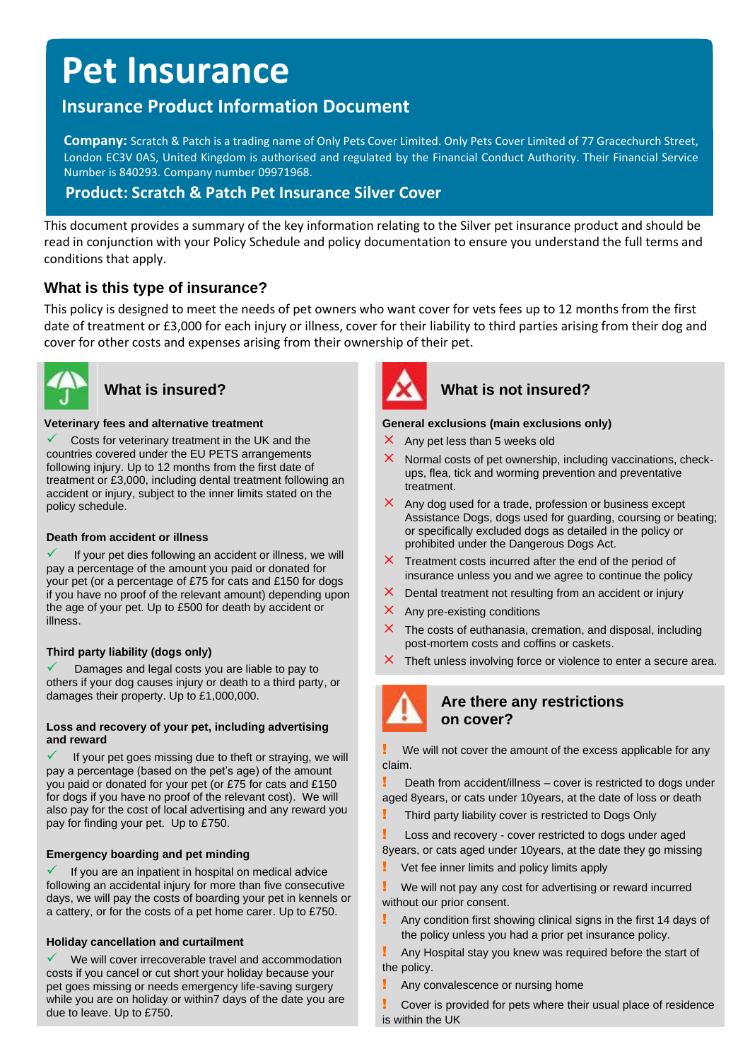# Pet Insurance

## Insurance Product Information Document

**Company:** Scratch & Patch is a trading name of Only Pets Cover Limited. Only Pets Cover Limited of 77 Gracechurch Street, London EC3V 0AS, United Kingdom is authorised and regulated by the Financial Conduct Authority. Their Financial Service Number is 840293. Company number 09971968.

**Product: Scratch & Patch Pet Insurance Silver Cover**

This document provides a summary of the key information relating to the Silver pet insurance product and should be read in conjunction with your Policy Schedule and policy documentation to ensure you understand the full terms and conditions that apply.

### What is this type of insurance?

This policy is designed to meet the needs of pet owners who want cover for vets fees up to 12 months from the first date of treatment or £3,000 for each injury or illness, cover for their liability to third parties arising from their dog and cover for other costs and expenses arising from their ownership of their pet.

### What is insured?

**Veterinary fees and alternative treatment**

- ✓ Costs for veterinary treatment in the UK and the countries covered under the EU PETS arrangements following injury. Up to 12 months from the first date of treatment or £3,000, including dental treatment following an accident or injury, subject to the inner limits stated on the policy schedule.

**Death from accident or illness**

- ✓ If your pet dies following an accident or illness, we will pay a percentage of the amount you paid or donated for your pet (or a percentage of £75 for cats and £150 for dogs if you have no proof of the relevant amount) depending upon the age of your pet. Up to £500 for death by accident or illness.

**Third party liability (dogs only)**

- ✓ Damages and legal costs you are liable to pay to others if your dog causes injury or death to a third party, or damages their property. Up to £1,000,000.

**Loss and recovery of your pet, including advertising and reward**

- ✓ If your pet goes missing due to theft or straying, we will pay a percentage (based on the pet's age) of the amount you paid or donated for your pet (or £75 for cats and £150 for dogs if you have no proof of the relevant cost). We will also pay for the cost of local advertising and any reward you pay for finding your pet. Up to £750.

**Emergency boarding and pet minding**

- ✓ If you are an inpatient in hospital on medical advice following an accidental injury for more than five consecutive days, we will pay the costs of boarding your pet in kennels or a cattery, or for the costs of a pet home carer. Up to £750.

**Holiday cancellation and curtailment**

- ✓ We will cover irrecoverable travel and accommodation costs if you cancel or cut short your holiday because your pet goes missing or needs emergency life-saving surgery while you are on holiday or within7 days of the date you are due to leave. Up to £750.

### What is not insured?

**General exclusions (main exclusions only)**

- ✗ Any pet less than 5 weeks old
- ✗ Normal costs of pet ownership, including vaccinations, check-ups, flea, tick and worming prevention and preventative treatment.
- ✗ Any dog used for a trade, profession or business except Assistance Dogs, dogs used for guarding, coursing or beating; or specifically excluded dogs as detailed in the policy or prohibited under the Dangerous Dogs Act.
- ✗ Treatment costs incurred after the end of the period of insurance unless you and we agree to continue the policy
- ✗ Dental treatment not resulting from an accident or injury
- ✗ Any pre-existing conditions
- ✗ The costs of euthanasia, cremation, and disposal, including post-mortem costs and coffins or caskets.
- ✗ Theft unless involving force or violence to enter a secure area.

### Are there any restrictions on cover?

- ! We will not cover the amount of the excess applicable for any claim.
- ! Death from accident/illness – cover is restricted to dogs under aged 8years, or cats under 10years, at the date of loss or death
- ! Third party liability cover is restricted to Dogs Only
- ! Loss and recovery - cover restricted to dogs under aged 8years, or cats aged under 10years, at the date they go missing
- ! Vet fee inner limits and policy limits apply
- ! We will not pay any cost for advertising or reward incurred without our prior consent.
- ! Any condition first showing clinical signs in the first 14 days of the policy unless you had a prior pet insurance policy.
- ! Any Hospital stay you knew was required before the start of the policy.
- ! Any convalescence or nursing home
- ! Cover is provided for pets where their usual place of residence is within the UK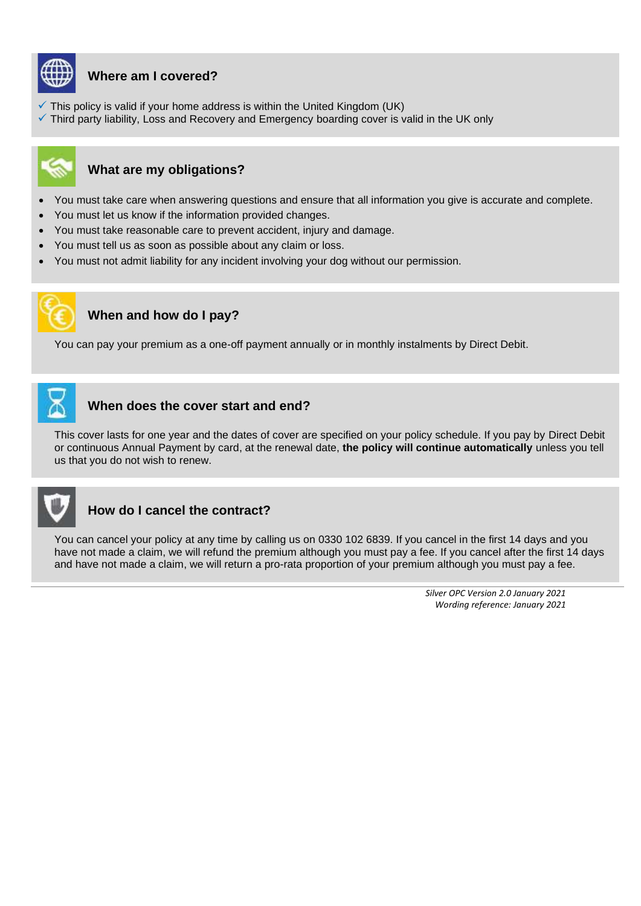## Where am I covered?

- ✓ This policy is valid if your home address is within the United Kingdom (UK)
- ✓ Third party liability, Loss and Recovery and Emergency boarding cover is valid in the UK only

## What are my obligations?

- You must take care when answering questions and ensure that all information you give is accurate and complete.
- You must let us know if the information provided changes.
- You must take reasonable care to prevent accident, injury and damage.
- You must tell us as soon as possible about any claim or loss.
- You must not admit liability for any incident involving your dog without our permission.

## When and how do I pay?

You can pay your premium as a one-off payment annually or in monthly instalments by Direct Debit.

## When does the cover start and end?

This cover lasts for one year and the dates of cover are specified on your policy schedule. If you pay by Direct Debit or continuous Annual Payment by card, at the renewal date, **the policy will continue automatically** unless you tell us that you do not wish to renew.

## How do I cancel the contract?

You can cancel your policy at any time by calling us on 0330 102 6839. If you cancel in the first 14 days and you have not made a claim, we will refund the premium although you must pay a fee. If you cancel after the first 14 days and have not made a claim, we will return a pro-rata proportion of your premium although you must pay a fee.

*Silver OPC Version 2.0 January 2021*
*Wording reference: January 2021*